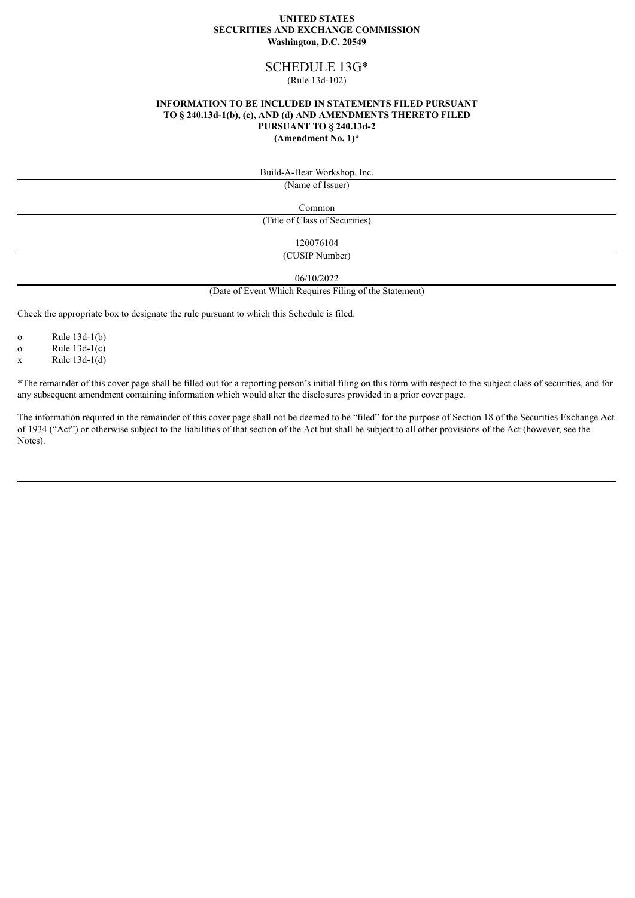**UNITED STATES**
**SECURITIES AND EXCHANGE COMMISSION**
**Washington, D.C. 20549**

# SCHEDULE 13G*

(Rule 13d-102)

**INFORMATION TO BE INCLUDED IN STATEMENTS FILED PURSUANT TO § 240.13d-1(b), (c), AND (d) AND AMENDMENTS THERETO FILED PURSUANT TO § 240.13d-2**
**(Amendment No. 1)***

Build-A-Bear Workshop, Inc.

(Name of Issuer)

Common

(Title of Class of Securities)

120076104

(CUSIP Number)

06/10/2022

(Date of Event Which Requires Filing of the Statement)

Check the appropriate box to designate the rule pursuant to which this Schedule is filed:

o Rule 13d-1(b)
o Rule 13d-1(c)
x Rule 13d-1(d)

*The remainder of this cover page shall be filled out for a reporting person's initial filing on this form with respect to the subject class of securities, and for any subsequent amendment containing information which would alter the disclosures provided in a prior cover page.

The information required in the remainder of this cover page shall not be deemed to be "filed" for the purpose of Section 18 of the Securities Exchange Act of 1934 ("Act") or otherwise subject to the liabilities of that section of the Act but shall be subject to all other provisions of the Act (however, see the Notes).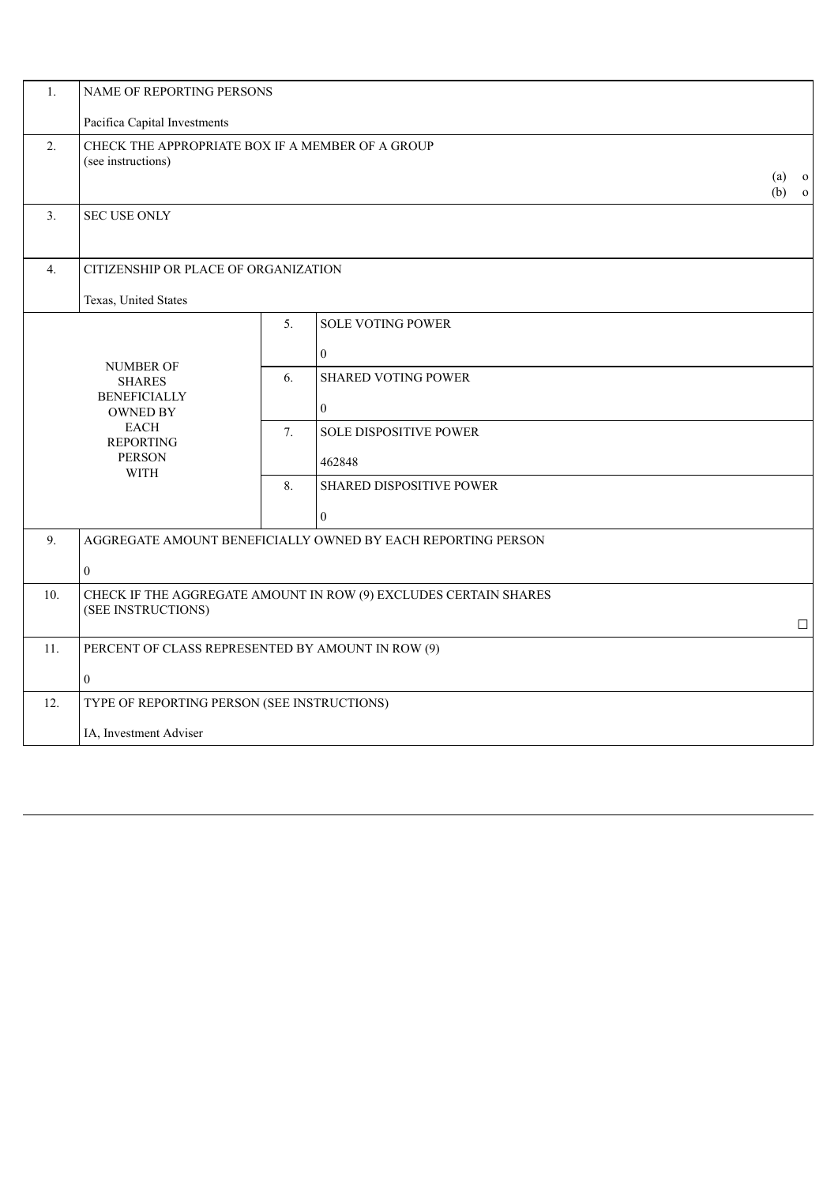| 1. | NAME OF REPORTING PERSONS<br><br>Pacifica Capital Investments | | |
|---|---|---|---|
| 2. | CHECK THE APPROPRIATE BOX IF A MEMBER OF A GROUP<br>(see instructions)<br>(a) o<br>(b) o | | |
| 3. | SEC USE ONLY | | |
| 4. | CITIZENSHIP OR PLACE OF ORGANIZATION<br><br>Texas, United States | | |
| NUMBER OF SHARES BENEFICIALLY OWNED BY EACH REPORTING PERSON WITH | | 5. | SOLE VOTING POWER<br><br>0 |
| | | 6. | SHARED VOTING POWER<br><br>0 |
| | | 7. | SOLE DISPOSITIVE POWER<br><br>462848 |
| | | 8. | SHARED DISPOSITIVE POWER<br><br>0 |
| 9. | AGGREGATE AMOUNT BENEFICIALLY OWNED BY EACH REPORTING PERSON<br><br>0 | | |
| 10. | CHECK IF THE AGGREGATE AMOUNT IN ROW (9) EXCLUDES CERTAIN SHARES<br>(SEE INSTRUCTIONS)<br>☐ | | |
| 11. | PERCENT OF CLASS REPRESENTED BY AMOUNT IN ROW (9)<br><br>0 | | |
| 12. | TYPE OF REPORTING PERSON (SEE INSTRUCTIONS)<br><br>IA, Investment Adviser | | |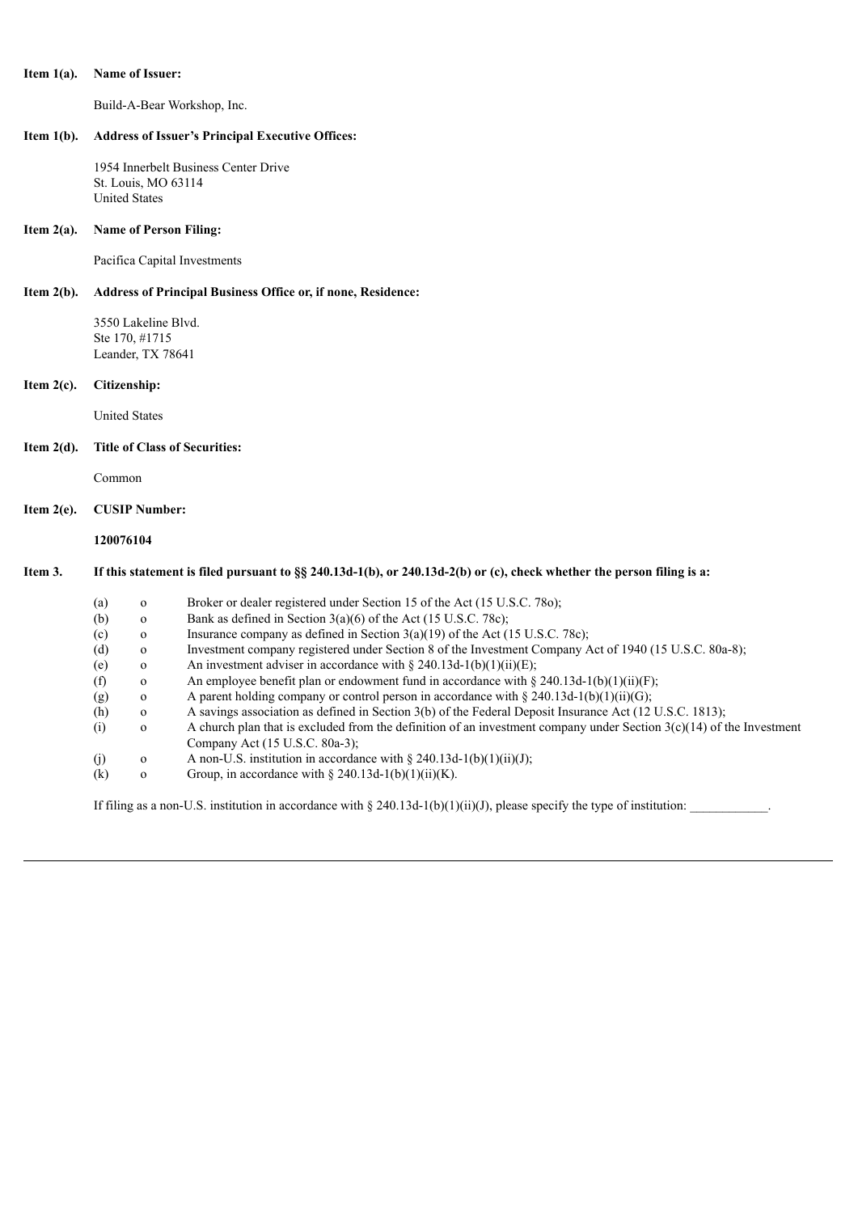**Item 1(a). Name of Issuer:**

Build-A-Bear Workshop, Inc.

**Item 1(b). Address of Issuer's Principal Executive Offices:**

1954 Innerbelt Business Center Drive
St. Louis, MO 63114
United States

**Item 2(a). Name of Person Filing:**

Pacifica Capital Investments

**Item 2(b). Address of Principal Business Office or, if none, Residence:**

3550 Lakeline Blvd.
Ste 170, #1715
Leander, TX 78641

**Item 2(c). Citizenship:**

United States

**Item 2(d). Title of Class of Securities:**

Common

**Item 2(e). CUSIP Number:**

**120076104**

**Item 3. If this statement is filed pursuant to §§ 240.13d-1(b), or 240.13d-2(b) or (c), check whether the person filing is a:**

(a) o Broker or dealer registered under Section 15 of the Act (15 U.S.C. 78o);
(b) o Bank as defined in Section 3(a)(6) of the Act (15 U.S.C. 78c);
(c) o Insurance company as defined in Section 3(a)(19) of the Act (15 U.S.C. 78c);
(d) o Investment company registered under Section 8 of the Investment Company Act of 1940 (15 U.S.C. 80a-8);
(e) o An investment adviser in accordance with § 240.13d-1(b)(1)(ii)(E);
(f) o An employee benefit plan or endowment fund in accordance with § 240.13d-1(b)(1)(ii)(F);
(g) o A parent holding company or control person in accordance with § 240.13d-1(b)(1)(ii)(G);
(h) o A savings association as defined in Section 3(b) of the Federal Deposit Insurance Act (12 U.S.C. 1813);
(i) o A church plan that is excluded from the definition of an investment company under Section 3(c)(14) of the Investment Company Act (15 U.S.C. 80a-3);
(j) o A non-U.S. institution in accordance with § 240.13d-1(b)(1)(ii)(J);
(k) o Group, in accordance with § 240.13d-1(b)(1)(ii)(K).

If filing as a non-U.S. institution in accordance with § 240.13d-1(b)(1)(ii)(J), please specify the type of institution: ____________.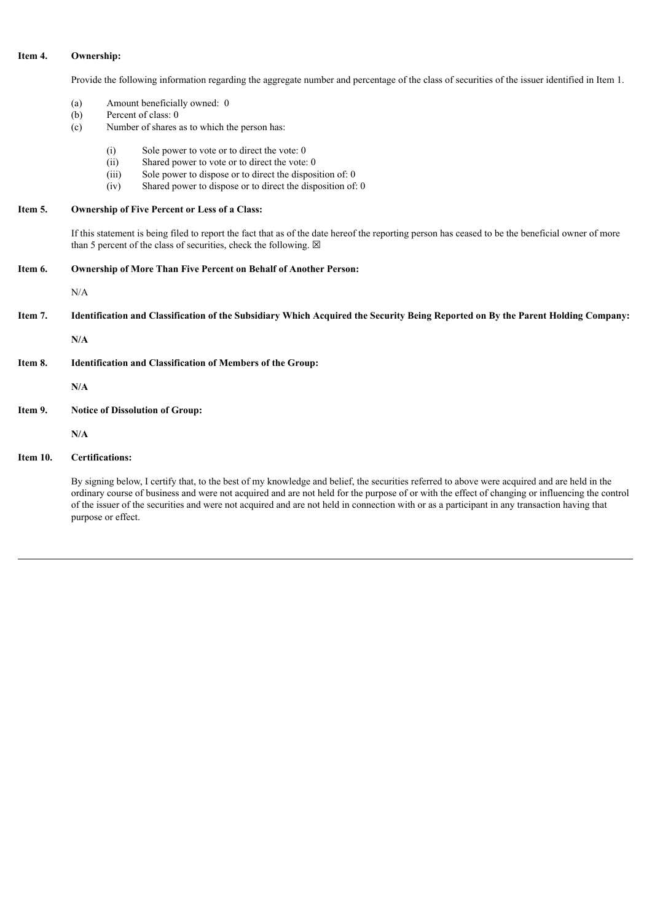**Item 4. Ownership:**

Provide the following information regarding the aggregate number and percentage of the class of securities of the issuer identified in Item 1.

(a) Amount beneficially owned: 0
(b) Percent of class: 0
(c) Number of shares as to which the person has:

(i) Sole power to vote or to direct the vote: 0
(ii) Shared power to vote or to direct the vote: 0
(iii) Sole power to dispose or to direct the disposition of: 0
(iv) Shared power to dispose or to direct the disposition of: 0

**Item 5. Ownership of Five Percent or Less of a Class:**

If this statement is being filed to report the fact that as of the date hereof the reporting person has ceased to be the beneficial owner of more than 5 percent of the class of securities, check the following. ☒

**Item 6. Ownership of More Than Five Percent on Behalf of Another Person:**

N/A

**Item 7. Identification and Classification of the Subsidiary Which Acquired the Security Being Reported on By the Parent Holding Company:**

**N/A**

**Item 8. Identification and Classification of Members of the Group:**

**N/A**

**Item 9. Notice of Dissolution of Group:**

**N/A**

**Item 10. Certifications:**

By signing below, I certify that, to the best of my knowledge and belief, the securities referred to above were acquired and are held in the ordinary course of business and were not acquired and are not held for the purpose of or with the effect of changing or influencing the control of the issuer of the securities and were not acquired and are not held in connection with or as a participant in any transaction having that purpose or effect.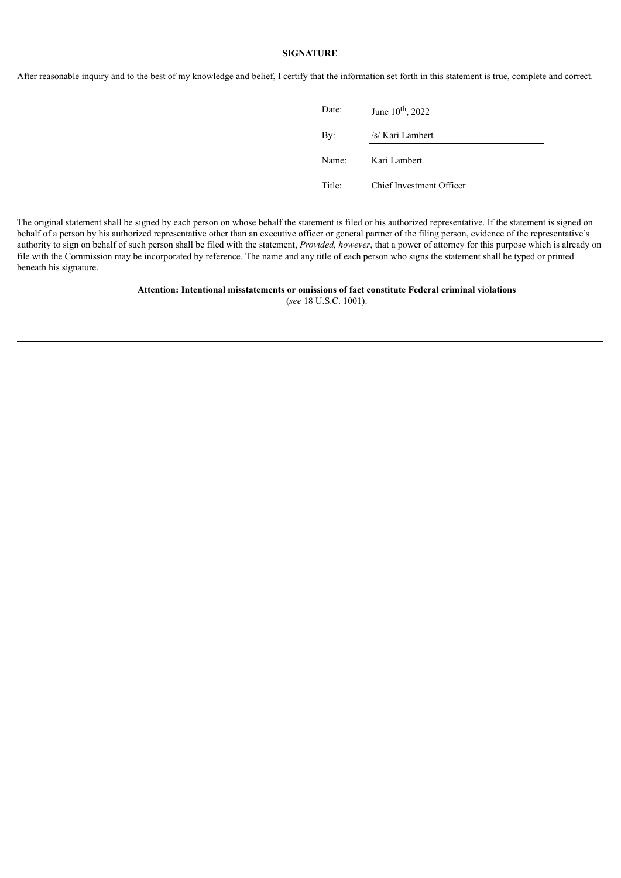**SIGNATURE**

After reasonable inquiry and to the best of my knowledge and belief, I certify that the information set forth in this statement is true, complete and correct.

| | |
|---|---|
| Date: | June 10th, 2022 |
| By: | /s/ Kari Lambert |
| Name: | Kari Lambert |
| Title: | Chief Investment Officer |

The original statement shall be signed by each person on whose behalf the statement is filed or his authorized representative. If the statement is signed on behalf of a person by his authorized representative other than an executive officer or general partner of the filing person, evidence of the representative's authority to sign on behalf of such person shall be filed with the statement, *Provided, however*, that a power of attorney for this purpose which is already on file with the Commission may be incorporated by reference. The name and any title of each person who signs the statement shall be typed or printed beneath his signature.

**Attention: Intentional misstatements or omissions of fact constitute Federal criminal violations**
(*see* 18 U.S.C. 1001).